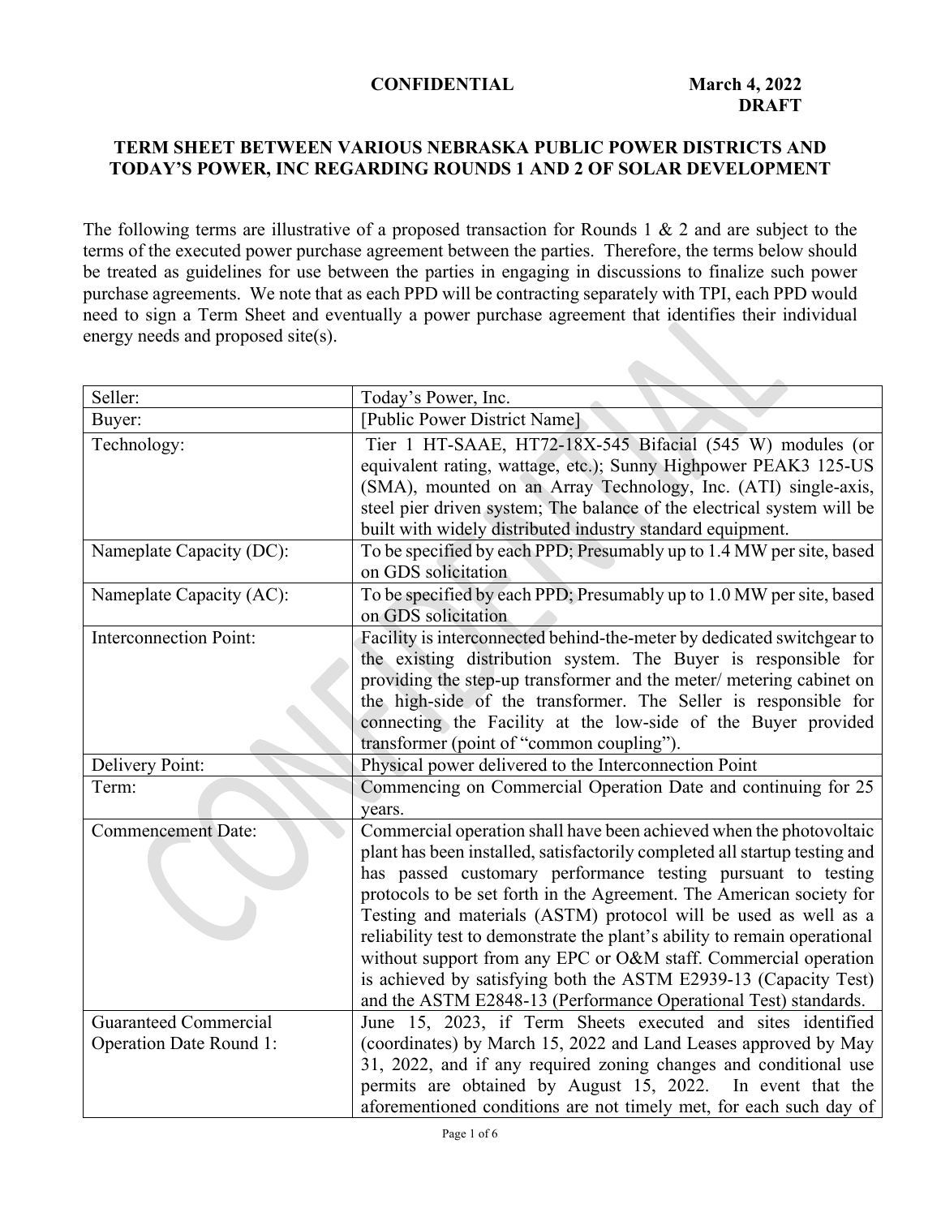**CONFIDENTIAL** **March 4, 2022**
**DRAFT**

# TERM SHEET BETWEEN VARIOUS NEBRASKA PUBLIC POWER DISTRICTS AND TODAY'S POWER, INC REGARDING ROUNDS 1 AND 2 OF SOLAR DEVELOPMENT

The following terms are illustrative of a proposed transaction for Rounds 1 & 2 and are subject to the terms of the executed power purchase agreement between the parties. Therefore, the terms below should be treated as guidelines for use between the parties in engaging in discussions to finalize such power purchase agreements. We note that as each PPD will be contracting separately with TPI, each PPD would need to sign a Term Sheet and eventually a power purchase agreement that identifies their individual energy needs and proposed site(s).

| | |
|---|---|
| Seller: | Today's Power, Inc. |
| Buyer: | [Public Power District Name] |
| Technology: | Tier 1 HT-SAAE, HT72-18X-545 Bifacial (545 W) modules (or equivalent rating, wattage, etc.); Sunny Highpower PEAK3 125-US (SMA), mounted on an Array Technology, Inc. (ATI) single-axis, steel pier driven system; The balance of the electrical system will be built with widely distributed industry standard equipment. |
| Nameplate Capacity (DC): | To be specified by each PPD; Presumably up to 1.4 MW per site, based on GDS solicitation |
| Nameplate Capacity (AC): | To be specified by each PPD; Presumably up to 1.0 MW per site, based on GDS solicitation |
| Interconnection Point: | Facility is interconnected behind-the-meter by dedicated switchgear to the existing distribution system. The Buyer is responsible for providing the step-up transformer and the meter/ metering cabinet on the high-side of the transformer. The Seller is responsible for connecting the Facility at the low-side of the Buyer provided transformer (point of "common coupling"). |
| Delivery Point: | Physical power delivered to the Interconnection Point |
| Term: | Commencing on Commercial Operation Date and continuing for 25 years. |
| Commencement Date: | Commercial operation shall have been achieved when the photovoltaic plant has been installed, satisfactorily completed all startup testing and has passed customary performance testing pursuant to testing protocols to be set forth in the Agreement. The American society for Testing and materials (ASTM) protocol will be used as well as a reliability test to demonstrate the plant's ability to remain operational without support from any EPC or O&M staff. Commercial operation is achieved by satisfying both the ASTM E2939-13 (Capacity Test) and the ASTM E2848-13 (Performance Operational Test) standards. |
| Guaranteed Commercial Operation Date Round 1: | June 15, 2023, if Term Sheets executed and sites identified (coordinates) by March 15, 2022 and Land Leases approved by May 31, 2022, and if any required zoning changes and conditional use permits are obtained by August 15, 2022. In event that the aforementioned conditions are not timely met, for each such day of |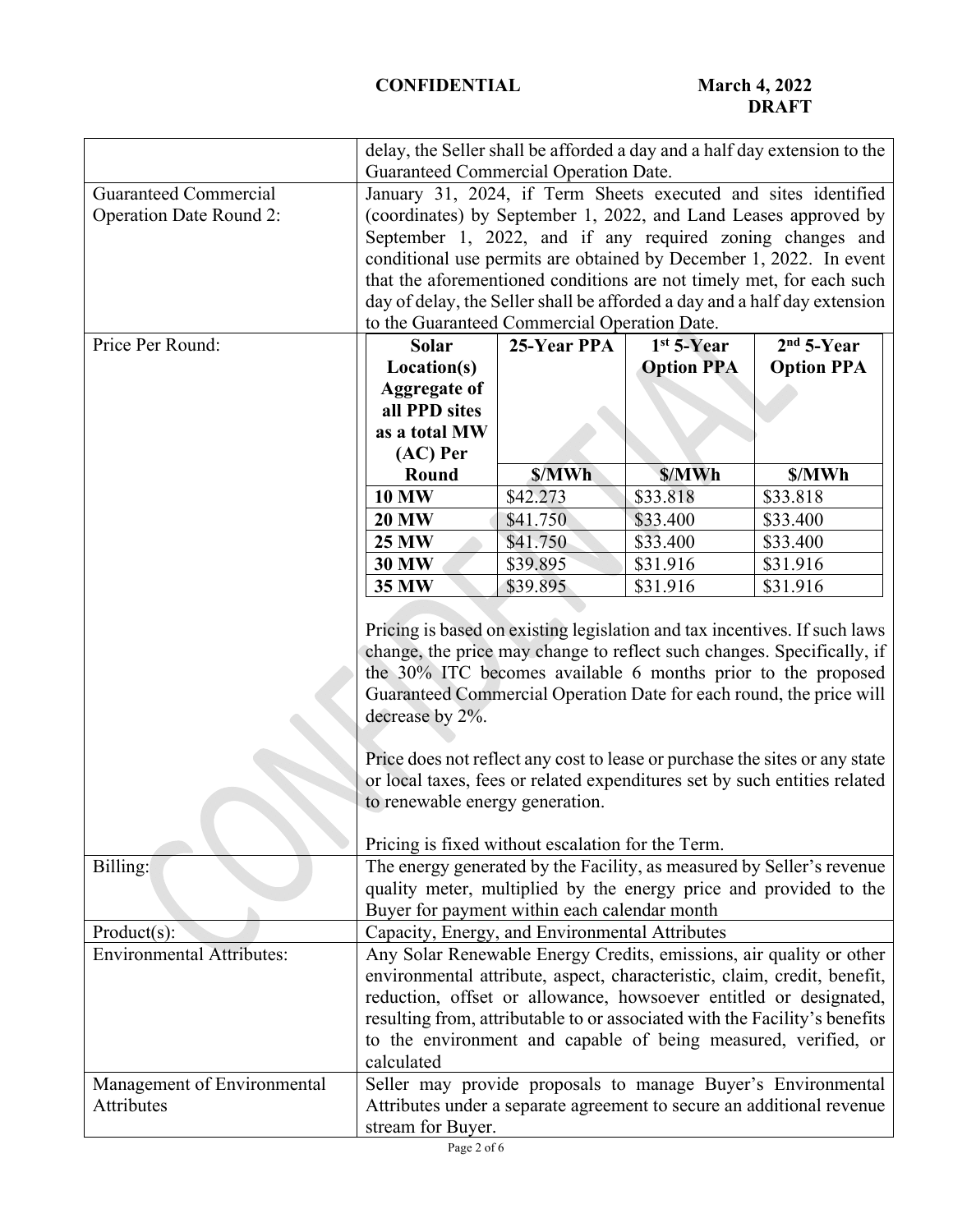**CONFIDENTIAL** **March 4, 2022**
**DRAFT**

| | |
|---|---|
| | delay, the Seller shall be afforded a day and a half day extension to the Guaranteed Commercial Operation Date. |
| Guaranteed Commercial Operation Date Round 2: | January 31, 2024, if Term Sheets executed and sites identified (coordinates) by September 1, 2022, and Land Leases approved by September 1, 2022, and if any required zoning changes and conditional use permits are obtained by December 1, 2022. In event that the aforementioned conditions are not timely met, for each such day of delay, the Seller shall be afforded a day and a half day extension to the Guaranteed Commercial Operation Date. |
| Price Per Round: | (see table below) |

| Solar Location(s) Aggregate of all PPD sites as a total MW (AC) Per Round | 25-Year PPA | 1st 5-Year Option PPA | 2nd 5-Year Option PPA |
|---|---|---|---|
| | $/MWh | $/MWh | $/MWh |
| **10 MW** | $42.273 | $33.818 | $33.818 |
| **20 MW** | $41.750 | $33.400 | $33.400 |
| **25 MW** | $41.750 | $33.400 | $33.400 |
| **30 MW** | $39.895 | $31.916 | $31.916 |
| **35 MW** | $39.895 | $31.916 | $31.916 |

Pricing is based on existing legislation and tax incentives. If such laws change, the price may change to reflect such changes. Specifically, if the 30% ITC becomes available 6 months prior to the proposed Guaranteed Commercial Operation Date for each round, the price will decrease by 2%.

Price does not reflect any cost to lease or purchase the sites or any state or local taxes, fees or related expenditures set by such entities related to renewable energy generation.

Pricing is fixed without escalation for the Term.

| | |
|---|---|
| Billing: | The energy generated by the Facility, as measured by Seller's revenue quality meter, multiplied by the energy price and provided to the Buyer for payment within each calendar month |
| Product(s): | Capacity, Energy, and Environmental Attributes |
| Environmental Attributes: | Any Solar Renewable Energy Credits, emissions, air quality or other environmental attribute, aspect, characteristic, claim, credit, benefit, reduction, offset or allowance, howsoever entitled or designated, resulting from, attributable to or associated with the Facility's benefits to the environment and capable of being measured, verified, or calculated |
| Management of Environmental Attributes | Seller may provide proposals to manage Buyer's Environmental Attributes under a separate agreement to secure an additional revenue stream for Buyer. |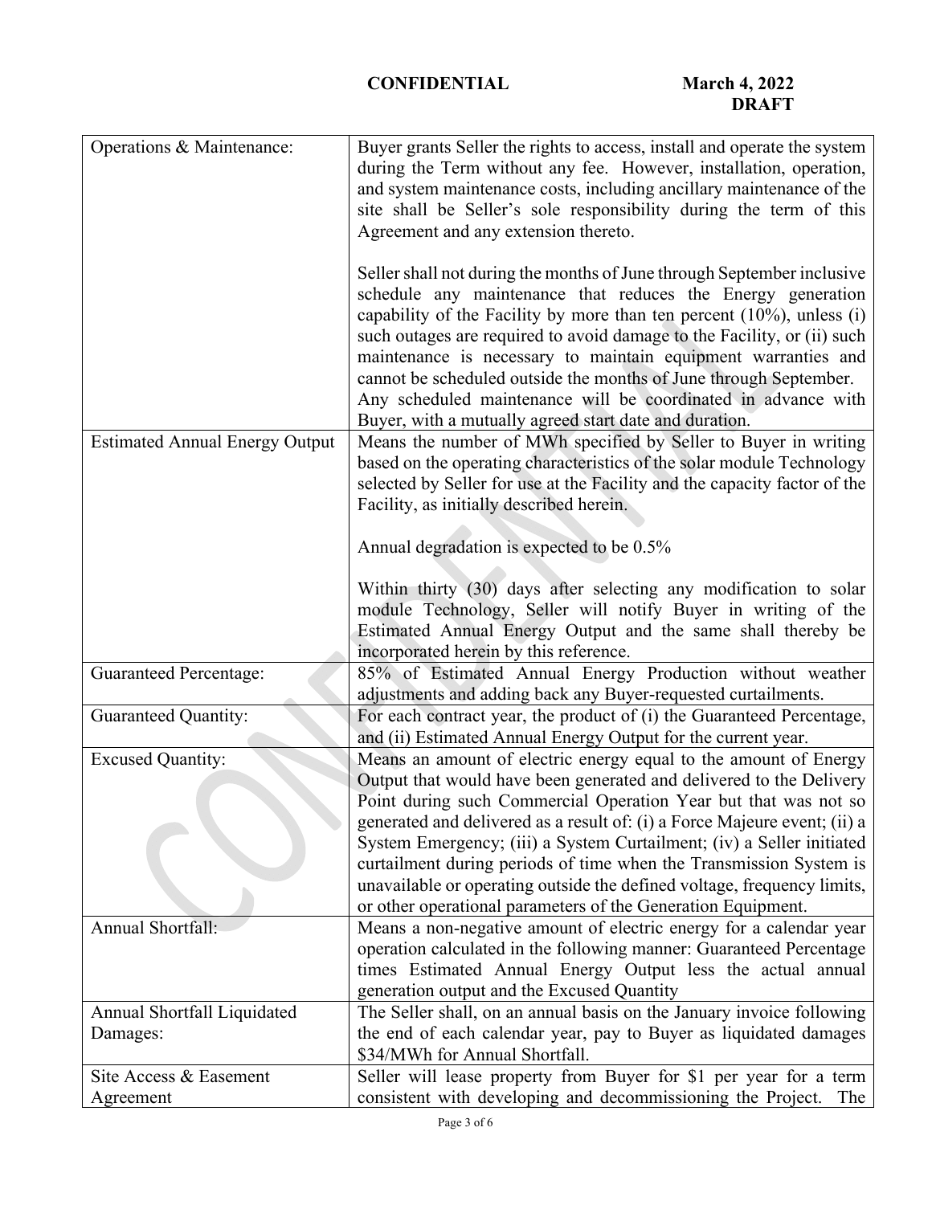**CONFIDENTIAL** **March 4, 2022**
**DRAFT**

| | |
|---|---|
| Operations & Maintenance: | Buyer grants Seller the rights to access, install and operate the system during the Term without any fee. However, installation, operation, and system maintenance costs, including ancillary maintenance of the site shall be Seller's sole responsibility during the term of this Agreement and any extension thereto.<br><br>Seller shall not during the months of June through September inclusive schedule any maintenance that reduces the Energy generation capability of the Facility by more than ten percent (10%), unless (i) such outages are required to avoid damage to the Facility, or (ii) such maintenance is necessary to maintain equipment warranties and cannot be scheduled outside the months of June through September. Any scheduled maintenance will be coordinated in advance with Buyer, with a mutually agreed start date and duration. |
| Estimated Annual Energy Output | Means the number of MWh specified by Seller to Buyer in writing based on the operating characteristics of the solar module Technology selected by Seller for use at the Facility and the capacity factor of the Facility, as initially described herein.<br><br>Annual degradation is expected to be 0.5%<br><br>Within thirty (30) days after selecting any modification to solar module Technology, Seller will notify Buyer in writing of the Estimated Annual Energy Output and the same shall thereby be incorporated herein by this reference. |
| Guaranteed Percentage: | 85% of Estimated Annual Energy Production without weather adjustments and adding back any Buyer-requested curtailments. |
| Guaranteed Quantity: | For each contract year, the product of (i) the Guaranteed Percentage, and (ii) Estimated Annual Energy Output for the current year. |
| Excused Quantity: | Means an amount of electric energy equal to the amount of Energy Output that would have been generated and delivered to the Delivery Point during such Commercial Operation Year but that was not so generated and delivered as a result of: (i) a Force Majeure event; (ii) a System Emergency; (iii) a System Curtailment; (iv) a Seller initiated curtailment during periods of time when the Transmission System is unavailable or operating outside the defined voltage, frequency limits, or other operational parameters of the Generation Equipment. |
| Annual Shortfall: | Means a non-negative amount of electric energy for a calendar year operation calculated in the following manner: Guaranteed Percentage times Estimated Annual Energy Output less the actual annual generation output and the Excused Quantity |
| Annual Shortfall Liquidated Damages: | The Seller shall, on an annual basis on the January invoice following the end of each calendar year, pay to Buyer as liquidated damages $34/MWh for Annual Shortfall. |
| Site Access & Easement Agreement | Seller will lease property from Buyer for $1 per year for a term consistent with developing and decommissioning the Project. The |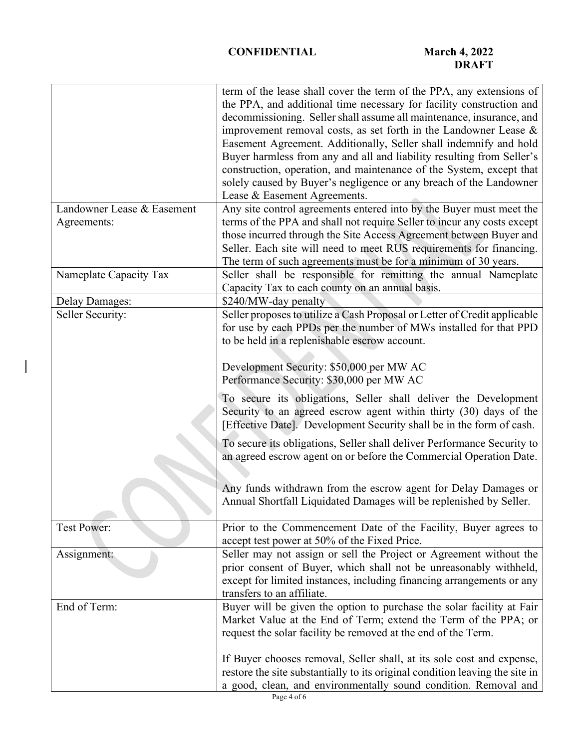| | |
|---|---|
| | term of the lease shall cover the term of the PPA, any extensions of the PPA, and additional time necessary for facility construction and decommissioning. Seller shall assume all maintenance, insurance, and improvement removal costs, as set forth in the Landowner Lease & Easement Agreement. Additionally, Seller shall indemnify and hold Buyer harmless from any and all and liability resulting from Seller's construction, operation, and maintenance of the System, except that solely caused by Buyer's negligence or any breach of the Landowner Lease & Easement Agreements. |
| Landowner Lease & Easement Agreements: | Any site control agreements entered into by the Buyer must meet the terms of the PPA and shall not require Seller to incur any costs except those incurred through the Site Access Agreement between Buyer and Seller. Each site will need to meet RUS requirements for financing. The term of such agreements must be for a minimum of 30 years. |
| Nameplate Capacity Tax | Seller shall be responsible for remitting the annual Nameplate Capacity Tax to each county on an annual basis. |
| Delay Damages: | $240/MW-day penalty |
| Seller Security: | Seller proposes to utilize a Cash Proposal or Letter of Credit applicable for use by each PPDs per the number of MWs installed for that PPD to be held in a replenishable escrow account.<br><br>Development Security: $50,000 per MW AC<br>Performance Security: $30,000 per MW AC<br><br>To secure its obligations, Seller shall deliver the Development Security to an agreed escrow agent within thirty (30) days of the [Effective Date]. Development Security shall be in the form of cash.<br><br>To secure its obligations, Seller shall deliver Performance Security to an agreed escrow agent on or before the Commercial Operation Date.<br><br>Any funds withdrawn from the escrow agent for Delay Damages or Annual Shortfall Liquidated Damages will be replenished by Seller. |
| Test Power: | Prior to the Commencement Date of the Facility, Buyer agrees to accept test power at 50% of the Fixed Price. |
| Assignment: | Seller may not assign or sell the Project or Agreement without the prior consent of Buyer, which shall not be unreasonably withheld, except for limited instances, including financing arrangements or any transfers to an affiliate. |
| End of Term: | Buyer will be given the option to purchase the solar facility at Fair Market Value at the End of Term; extend the Term of the PPA; or request the solar facility be removed at the end of the Term.<br><br>If Buyer chooses removal, Seller shall, at its sole cost and expense, restore the site substantially to its original condition leaving the site in a good, clean, and environmentally sound condition. Removal and |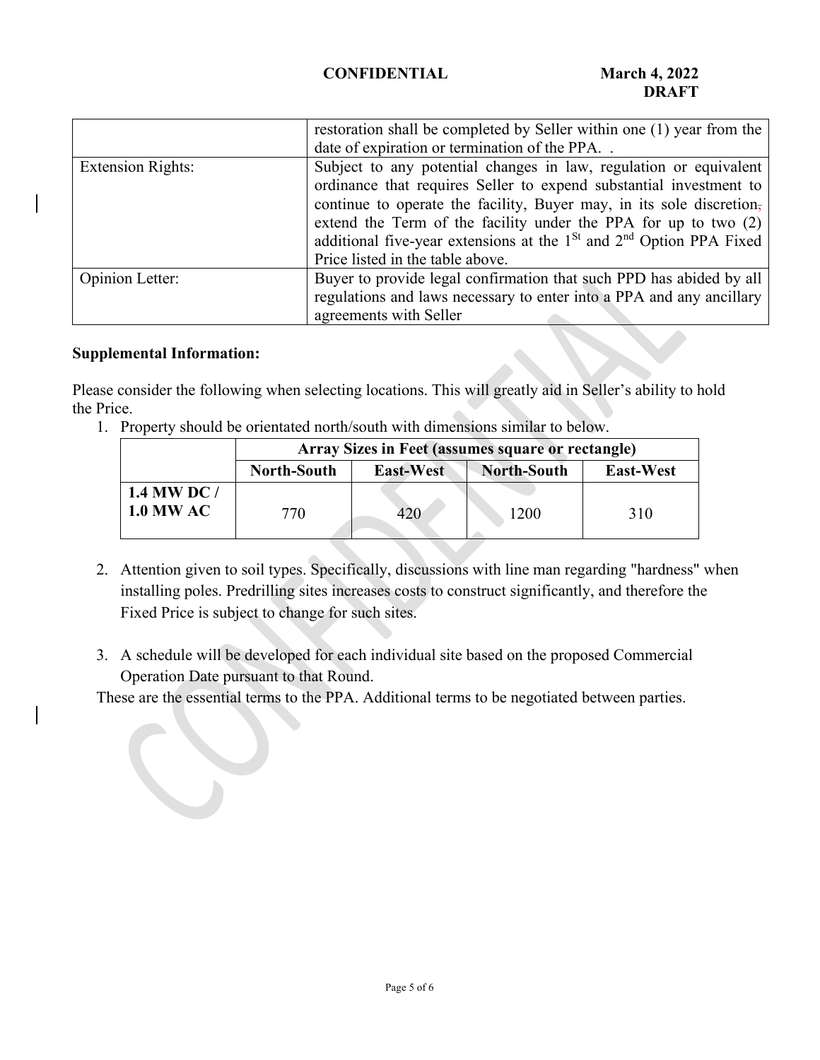| | |
|---|---|
| | restoration shall be completed by Seller within one (1) year from the date of expiration or termination of the PPA. . |
| Extension Rights: | Subject to any potential changes in law, regulation or equivalent ordinance that requires Seller to expend substantial investment to continue to operate the facility, Buyer may, in its sole discretion, extend the Term of the facility under the PPA for up to two (2) additional five-year extensions at the 1st and 2nd Option PPA Fixed Price listed in the table above. |
| Opinion Letter: | Buyer to provide legal confirmation that such PPD has abided by all regulations and laws necessary to enter into a PPA and any ancillary agreements with Seller |

**Supplemental Information:**

Please consider the following when selecting locations. This will greatly aid in Seller's ability to hold the Price.

1. Property should be orientated north/south with dimensions similar to below.

| | Array Sizes in Feet (assumes square or rectangle) | | | |
|---|---|---|---|---|
| | **North-South** | **East-West** | **North-South** | **East-West** |
| **1.4 MW DC / 1.0 MW AC** | 770 | 420 | 1200 | 310 |

2. Attention given to soil types. Specifically, discussions with line man regarding "hardness" when installing poles. Predrilling sites increases costs to construct significantly, and therefore the Fixed Price is subject to change for such sites.

3. A schedule will be developed for each individual site based on the proposed Commercial Operation Date pursuant to that Round.

These are the essential terms to the PPA. Additional terms to be negotiated between parties.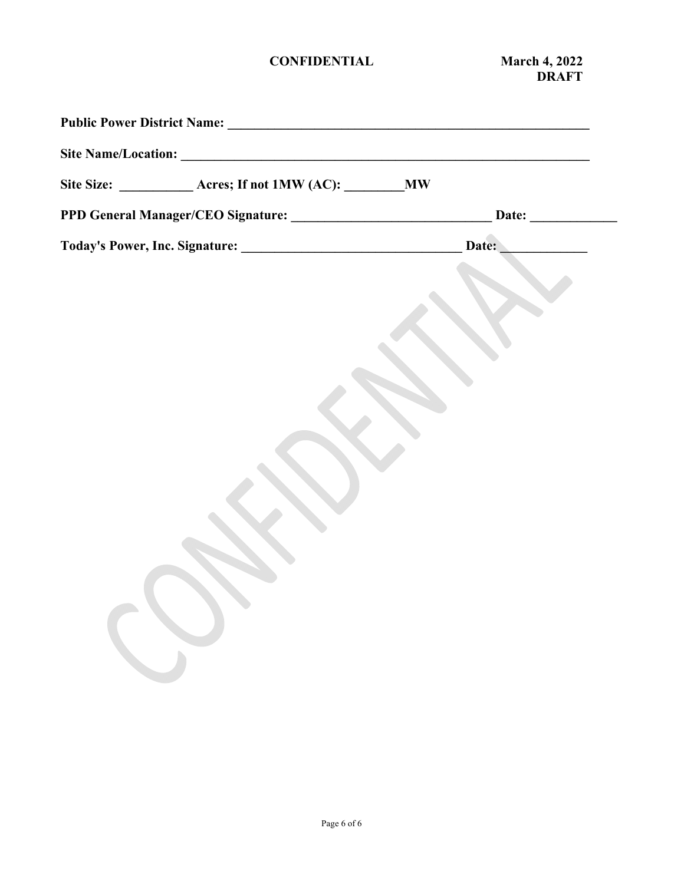**CONFIDENTIAL** **March 4, 2022**
**DRAFT**

**Public Power District Name: \_\_\_\_\_\_\_\_\_\_\_\_\_\_\_\_\_\_\_\_\_\_\_\_\_\_\_\_\_\_\_\_\_\_\_\_\_\_\_\_\_\_\_\_\_\_\_\_\_\_\_\_\_\_\_\_**

**Site Name/Location: \_\_\_\_\_\_\_\_\_\_\_\_\_\_\_\_\_\_\_\_\_\_\_\_\_\_\_\_\_\_\_\_\_\_\_\_\_\_\_\_\_\_\_\_\_\_\_\_\_\_\_\_\_\_\_\_\_\_\_\_\_\_\_**

**Site Size: \_\_\_\_\_\_\_\_\_\_\_ Acres; If not 1MW (AC): \_\_\_\_\_\_\_\_\_MW**

**PPD General Manager/CEO Signature: \_\_\_\_\_\_\_\_\_\_\_\_\_\_\_\_\_\_\_\_\_\_\_\_\_\_\_\_\_\_ Date: \_\_\_\_\_\_\_\_\_\_\_\_\_**

**Today's Power, Inc. Signature: \_\_\_\_\_\_\_\_\_\_\_\_\_\_\_\_\_\_\_\_\_\_\_\_\_\_\_\_\_\_\_\_\_\_ Date: \_\_\_\_\_\_\_\_\_\_\_\_\_**

CONFIDENTIAL